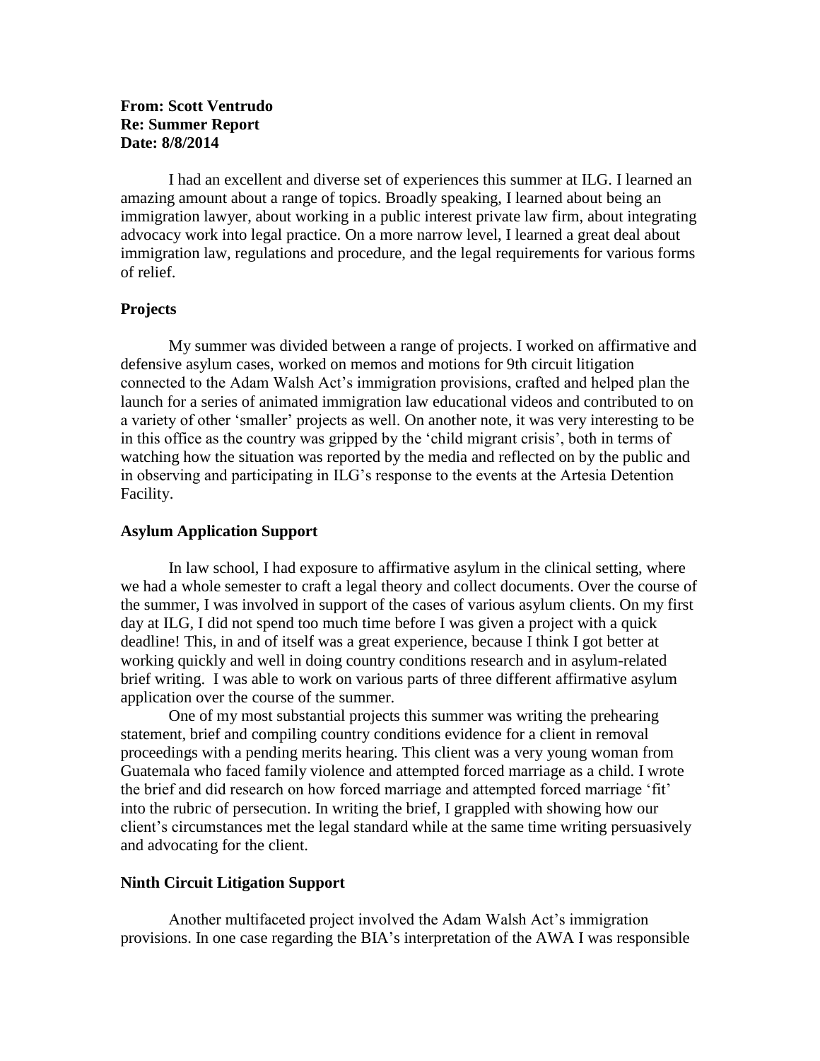**From: Scott Ventrudo**
**Re: Summer Report**
**Date: 8/8/2014**

I had an excellent and diverse set of experiences this summer at ILG. I learned an amazing amount about a range of topics. Broadly speaking, I learned about being an immigration lawyer, about working in a public interest private law firm, about integrating advocacy work into legal practice. On a more narrow level, I learned a great deal about immigration law, regulations and procedure, and the legal requirements for various forms of relief.

**Projects**

My summer was divided between a range of projects. I worked on affirmative and defensive asylum cases, worked on memos and motions for 9th circuit litigation connected to the Adam Walsh Act's immigration provisions, crafted and helped plan the launch for a series of animated immigration law educational videos and contributed to on a variety of other 'smaller' projects as well. On another note, it was very interesting to be in this office as the country was gripped by the 'child migrant crisis', both in terms of watching how the situation was reported by the media and reflected on by the public and in observing and participating in ILG's response to the events at the Artesia Detention Facility.

**Asylum Application Support**

In law school, I had exposure to affirmative asylum in the clinical setting, where we had a whole semester to craft a legal theory and collect documents. Over the course of the summer, I was involved in support of the cases of various asylum clients. On my first day at ILG, I did not spend too much time before I was given a project with a quick deadline! This, in and of itself was a great experience, because I think I got better at working quickly and well in doing country conditions research and in asylum-related brief writing. I was able to work on various parts of three different affirmative asylum application over the course of the summer.

One of my most substantial projects this summer was writing the prehearing statement, brief and compiling country conditions evidence for a client in removal proceedings with a pending merits hearing. This client was a very young woman from Guatemala who faced family violence and attempted forced marriage as a child. I wrote the brief and did research on how forced marriage and attempted forced marriage 'fit' into the rubric of persecution. In writing the brief, I grappled with showing how our client's circumstances met the legal standard while at the same time writing persuasively and advocating for the client.

**Ninth Circuit Litigation Support**

Another multifaceted project involved the Adam Walsh Act's immigration provisions. In one case regarding the BIA's interpretation of the AWA I was responsible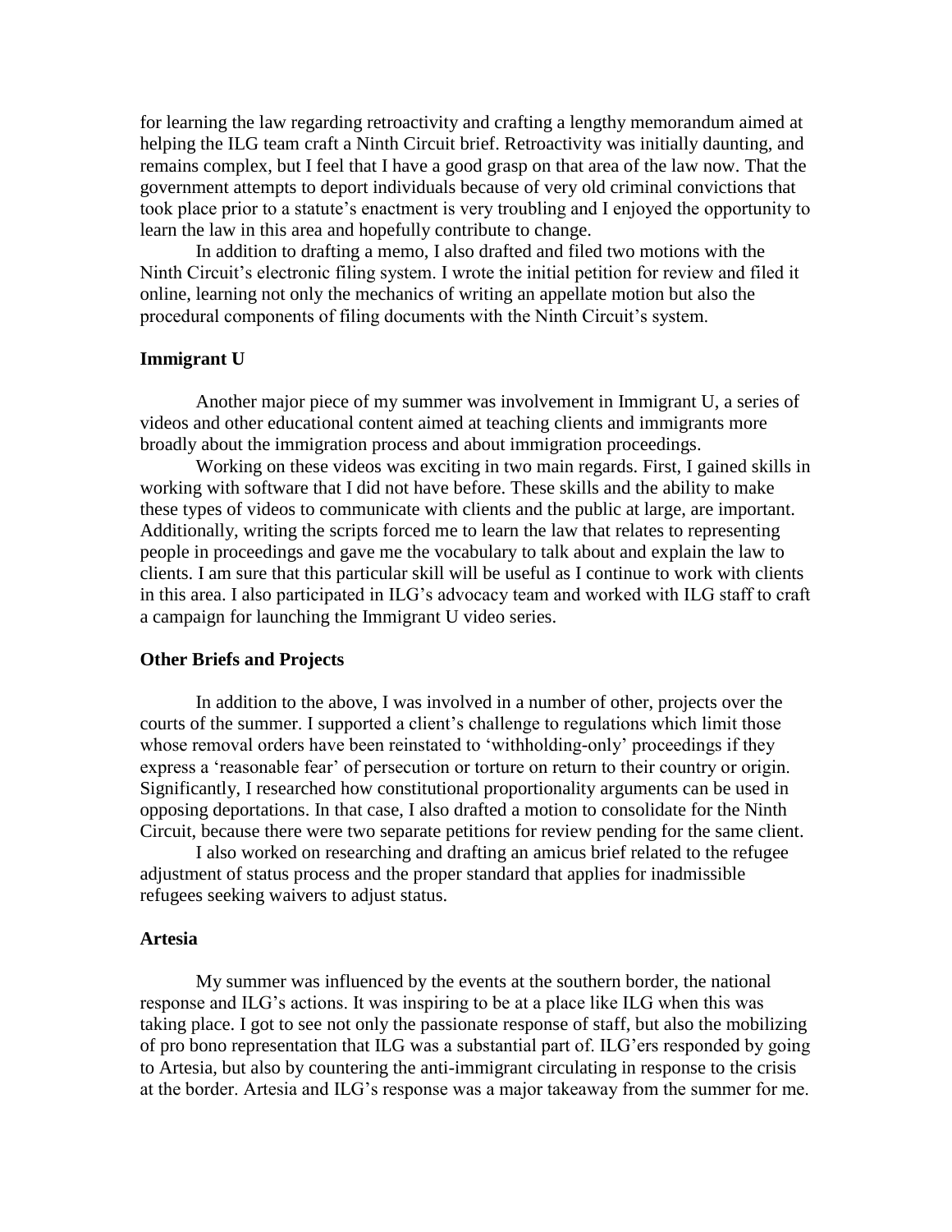for learning the law regarding retroactivity and crafting a lengthy memorandum aimed at helping the ILG team craft a Ninth Circuit brief. Retroactivity was initially daunting, and remains complex, but I feel that I have a good grasp on that area of the law now. That the government attempts to deport individuals because of very old criminal convictions that took place prior to a statute's enactment is very troubling and I enjoyed the opportunity to learn the law in this area and hopefully contribute to change.

In addition to drafting a memo, I also drafted and filed two motions with the Ninth Circuit's electronic filing system. I wrote the initial petition for review and filed it online, learning not only the mechanics of writing an appellate motion but also the procedural components of filing documents with the Ninth Circuit's system.

**Immigrant U**

Another major piece of my summer was involvement in Immigrant U, a series of videos and other educational content aimed at teaching clients and immigrants more broadly about the immigration process and about immigration proceedings.

Working on these videos was exciting in two main regards. First, I gained skills in working with software that I did not have before. These skills and the ability to make these types of videos to communicate with clients and the public at large, are important. Additionally, writing the scripts forced me to learn the law that relates to representing people in proceedings and gave me the vocabulary to talk about and explain the law to clients. I am sure that this particular skill will be useful as I continue to work with clients in this area. I also participated in ILG's advocacy team and worked with ILG staff to craft a campaign for launching the Immigrant U video series.

**Other Briefs and Projects**

In addition to the above, I was involved in a number of other, projects over the courts of the summer. I supported a client's challenge to regulations which limit those whose removal orders have been reinstated to 'withholding-only' proceedings if they express a 'reasonable fear' of persecution or torture on return to their country or origin. Significantly, I researched how constitutional proportionality arguments can be used in opposing deportations. In that case, I also drafted a motion to consolidate for the Ninth Circuit, because there were two separate petitions for review pending for the same client.

I also worked on researching and drafting an amicus brief related to the refugee adjustment of status process and the proper standard that applies for inadmissible refugees seeking waivers to adjust status.

**Artesia**

My summer was influenced by the events at the southern border, the national response and ILG's actions. It was inspiring to be at a place like ILG when this was taking place. I got to see not only the passionate response of staff, but also the mobilizing of pro bono representation that ILG was a substantial part of. ILG'ers responded by going to Artesia, but also by countering the anti-immigrant circulating in response to the crisis at the border. Artesia and ILG's response was a major takeaway from the summer for me.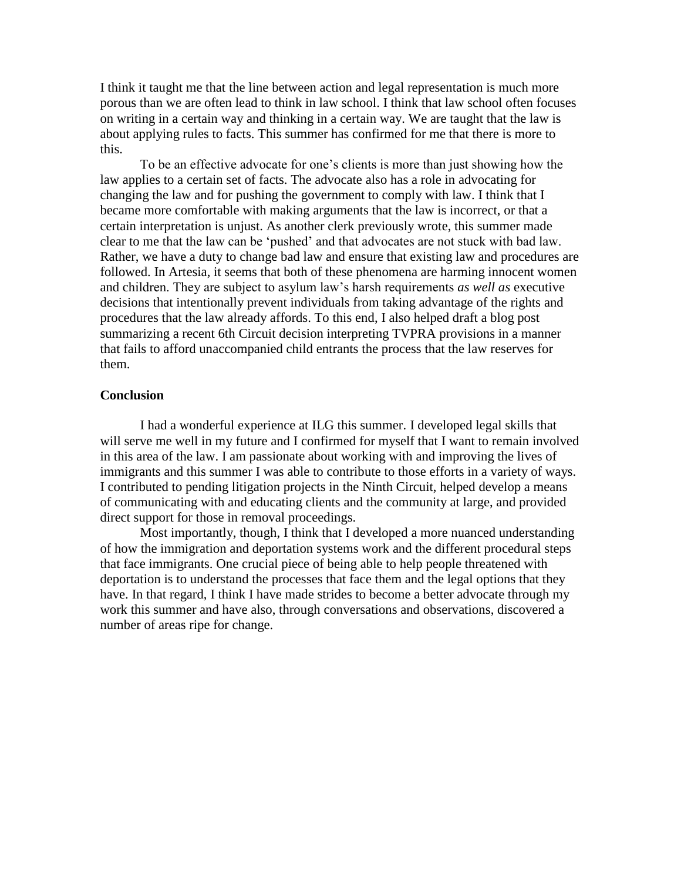I think it taught me that the line between action and legal representation is much more porous than we are often lead to think in law school. I think that law school often focuses on writing in a certain way and thinking in a certain way. We are taught that the law is about applying rules to facts. This summer has confirmed for me that there is more to this.

To be an effective advocate for one's clients is more than just showing how the law applies to a certain set of facts. The advocate also has a role in advocating for changing the law and for pushing the government to comply with law. I think that I became more comfortable with making arguments that the law is incorrect, or that a certain interpretation is unjust. As another clerk previously wrote, this summer made clear to me that the law can be 'pushed' and that advocates are not stuck with bad law. Rather, we have a duty to change bad law and ensure that existing law and procedures are followed. In Artesia, it seems that both of these phenomena are harming innocent women and children. They are subject to asylum law's harsh requirements *as well as* executive decisions that intentionally prevent individuals from taking advantage of the rights and procedures that the law already affords. To this end, I also helped draft a blog post summarizing a recent 6th Circuit decision interpreting TVPRA provisions in a manner that fails to afford unaccompanied child entrants the process that the law reserves for them.

**Conclusion**

I had a wonderful experience at ILG this summer. I developed legal skills that will serve me well in my future and I confirmed for myself that I want to remain involved in this area of the law. I am passionate about working with and improving the lives of immigrants and this summer I was able to contribute to those efforts in a variety of ways. I contributed to pending litigation projects in the Ninth Circuit, helped develop a means of communicating with and educating clients and the community at large, and provided direct support for those in removal proceedings.

Most importantly, though, I think that I developed a more nuanced understanding of how the immigration and deportation systems work and the different procedural steps that face immigrants. One crucial piece of being able to help people threatened with deportation is to understand the processes that face them and the legal options that they have. In that regard, I think I have made strides to become a better advocate through my work this summer and have also, through conversations and observations, discovered a number of areas ripe for change.